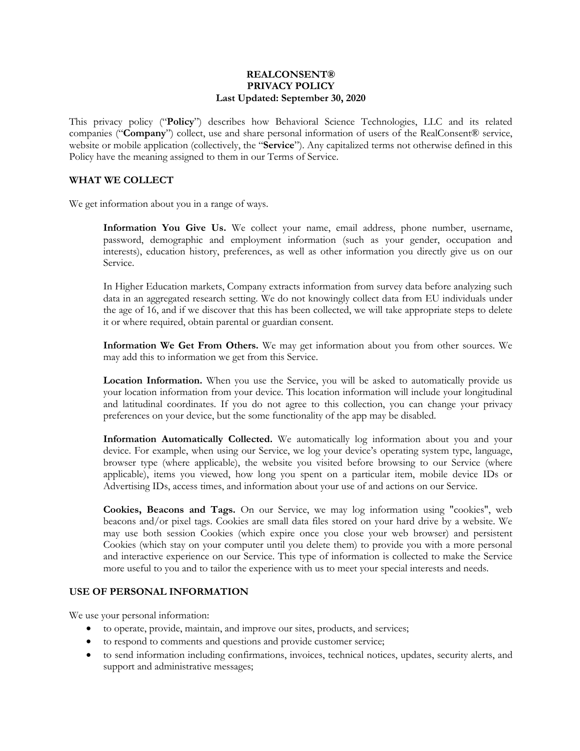**REALCONSENT®**
**PRIVACY POLICY**
**Last Updated: September 30, 2020**

This privacy policy ("**Policy**") describes how Behavioral Science Technologies, LLC and its related companies ("**Company**") collect, use and share personal information of users of the RealConsent® service, website or mobile application (collectively, the "**Service**"). Any capitalized terms not otherwise defined in this Policy have the meaning assigned to them in our Terms of Service.

## WHAT WE COLLECT

We get information about you in a range of ways.

**Information You Give Us.** We collect your name, email address, phone number, username, password, demographic and employment information (such as your gender, occupation and interests), education history, preferences, as well as other information you directly give us on our Service.

In Higher Education markets, Company extracts information from survey data before analyzing such data in an aggregated research setting. We do not knowingly collect data from EU individuals under the age of 16, and if we discover that this has been collected, we will take appropriate steps to delete it or where required, obtain parental or guardian consent.

**Information We Get From Others.** We may get information about you from other sources. We may add this to information we get from this Service.

**Location Information.** When you use the Service, you will be asked to automatically provide us your location information from your device. This location information will include your longitudinal and latitudinal coordinates. If you do not agree to this collection, you can change your privacy preferences on your device, but the some functionality of the app may be disabled.

**Information Automatically Collected.** We automatically log information about you and your device. For example, when using our Service, we log your device's operating system type, language, browser type (where applicable), the website you visited before browsing to our Service (where applicable), items you viewed, how long you spent on a particular item, mobile device IDs or Advertising IDs, access times, and information about your use of and actions on our Service.

**Cookies, Beacons and Tags.** On our Service, we may log information using "cookies", web beacons and/or pixel tags. Cookies are small data files stored on your hard drive by a website. We may use both session Cookies (which expire once you close your web browser) and persistent Cookies (which stay on your computer until you delete them) to provide you with a more personal and interactive experience on our Service. This type of information is collected to make the Service more useful to you and to tailor the experience with us to meet your special interests and needs.

## USE OF PERSONAL INFORMATION

We use your personal information:

- to operate, provide, maintain, and improve our sites, products, and services;
- to respond to comments and questions and provide customer service;
- to send information including confirmations, invoices, technical notices, updates, security alerts, and support and administrative messages;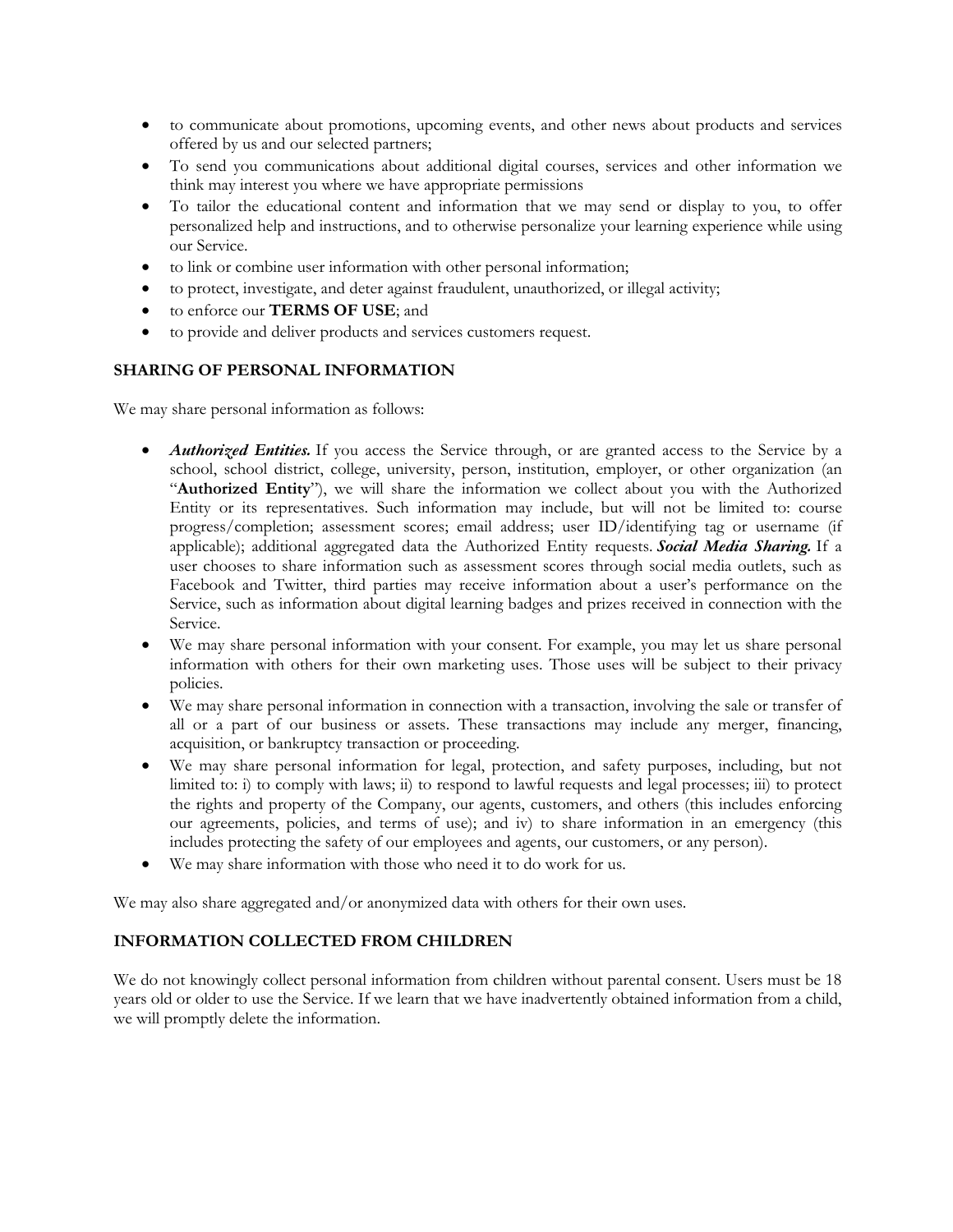- to communicate about promotions, upcoming events, and other news about products and services offered by us and our selected partners;
- To send you communications about additional digital courses, services and other information we think may interest you where we have appropriate permissions
- To tailor the educational content and information that we may send or display to you, to offer personalized help and instructions, and to otherwise personalize your learning experience while using our Service.
- to link or combine user information with other personal information;
- to protect, investigate, and deter against fraudulent, unauthorized, or illegal activity;
- to enforce our **TERMS OF USE**; and
- to provide and deliver products and services customers request.

### SHARING OF PERSONAL INFORMATION

We may share personal information as follows:

- ***Authorized Entities.*** If you access the Service through, or are granted access to the Service by a school, school district, college, university, person, institution, employer, or other organization (an "**Authorized Entity**"), we will share the information we collect about you with the Authorized Entity or its representatives. Such information may include, but will not be limited to: course progress/completion; assessment scores; email address; user ID/identifying tag or username (if applicable); additional aggregated data the Authorized Entity requests. ***Social Media Sharing.*** If a user chooses to share information such as assessment scores through social media outlets, such as Facebook and Twitter, third parties may receive information about a user's performance on the Service, such as information about digital learning badges and prizes received in connection with the Service.
- We may share personal information with your consent. For example, you may let us share personal information with others for their own marketing uses. Those uses will be subject to their privacy policies.
- We may share personal information in connection with a transaction, involving the sale or transfer of all or a part of our business or assets. These transactions may include any merger, financing, acquisition, or bankruptcy transaction or proceeding.
- We may share personal information for legal, protection, and safety purposes, including, but not limited to: i) to comply with laws; ii) to respond to lawful requests and legal processes; iii) to protect the rights and property of the Company, our agents, customers, and others (this includes enforcing our agreements, policies, and terms of use); and iv) to share information in an emergency (this includes protecting the safety of our employees and agents, our customers, or any person).
- We may share information with those who need it to do work for us.

We may also share aggregated and/or anonymized data with others for their own uses.

### INFORMATION COLLECTED FROM CHILDREN

We do not knowingly collect personal information from children without parental consent. Users must be 18 years old or older to use the Service. If we learn that we have inadvertently obtained information from a child, we will promptly delete the information.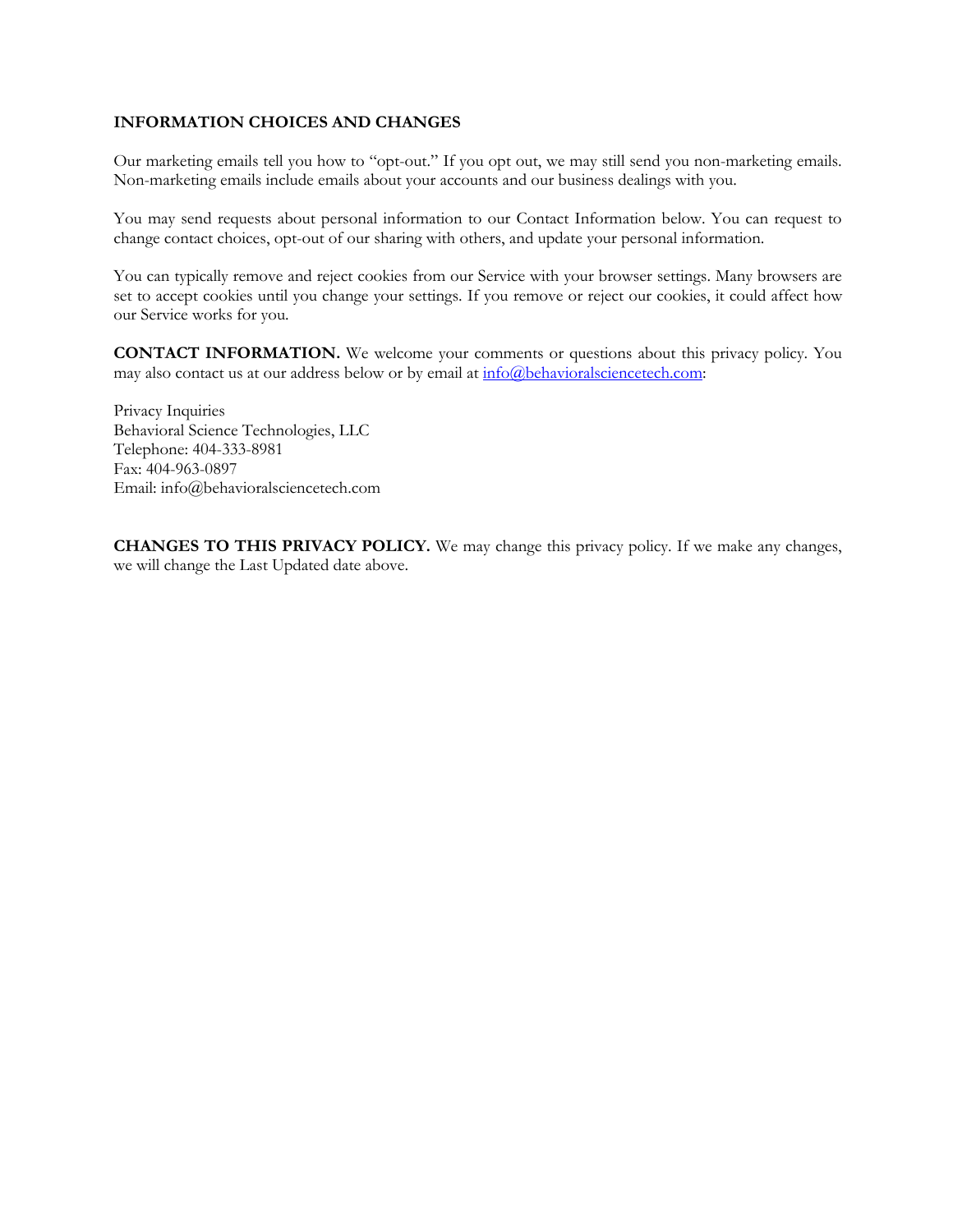## INFORMATION CHOICES AND CHANGES

Our marketing emails tell you how to "opt-out." If you opt out, we may still send you non-marketing emails. Non-marketing emails include emails about your accounts and our business dealings with you.

You may send requests about personal information to our Contact Information below. You can request to change contact choices, opt-out of our sharing with others, and update your personal information.

You can typically remove and reject cookies from our Service with your browser settings. Many browsers are set to accept cookies until you change your settings. If you remove or reject our cookies, it could affect how our Service works for you.

**CONTACT INFORMATION.** We welcome your comments or questions about this privacy policy. You may also contact us at our address below or by email at info@behavioralsciencetech.com:

Privacy Inquiries
Behavioral Science Technologies, LLC
Telephone: 404-333-8981
Fax: 404-963-0897
Email: info@behavioralsciencetech.com

**CHANGES TO THIS PRIVACY POLICY.** We may change this privacy policy. If we make any changes, we will change the Last Updated date above.